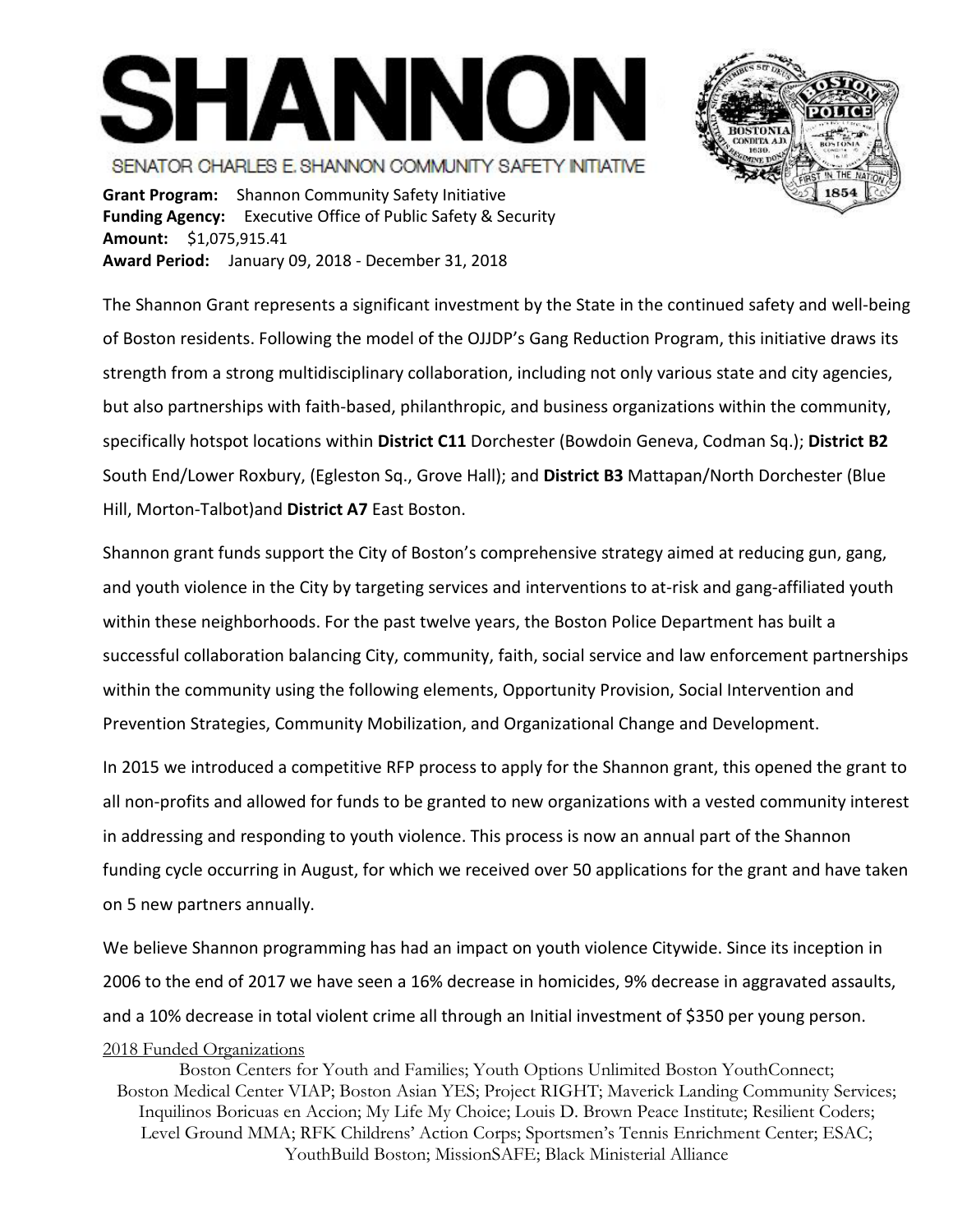# SHANNON

SENATOR CHARLES E. SHANNON COMMUNITY SAFETY INITIATIVE

**Grant Program:** Shannon Community Safety Initiative
**Funding Agency:** Executive Office of Public Safety & Security
**Amount:** $1,075,915.41
**Award Period:** January 09, 2018 - December 31, 2018

The Shannon Grant represents a significant investment by the State in the continued safety and well-being of Boston residents. Following the model of the OJJDP's Gang Reduction Program, this initiative draws its strength from a strong multidisciplinary collaboration, including not only various state and city agencies, but also partnerships with faith-based, philanthropic, and business organizations within the community, specifically hotspot locations within **District C11** Dorchester (Bowdoin Geneva, Codman Sq.); **District B2** South End/Lower Roxbury, (Egleston Sq., Grove Hall); and **District B3** Mattapan/North Dorchester (Blue Hill, Morton-Talbot)and **District A7** East Boston.

Shannon grant funds support the City of Boston's comprehensive strategy aimed at reducing gun, gang, and youth violence in the City by targeting services and interventions to at-risk and gang-affiliated youth within these neighborhoods. For the past twelve years, the Boston Police Department has built a successful collaboration balancing City, community, faith, social service and law enforcement partnerships within the community using the following elements, Opportunity Provision, Social Intervention and Prevention Strategies, Community Mobilization, and Organizational Change and Development.

In 2015 we introduced a competitive RFP process to apply for the Shannon grant, this opened the grant to all non-profits and allowed for funds to be granted to new organizations with a vested community interest in addressing and responding to youth violence. This process is now an annual part of the Shannon funding cycle occurring in August, for which we received over 50 applications for the grant and have taken on 5 new partners annually.

We believe Shannon programming has had an impact on youth violence Citywide. Since its inception in 2006 to the end of 2017 we have seen a 16% decrease in homicides, 9% decrease in aggravated assaults, and a 10% decrease in total violent crime all through an Initial investment of $350 per young person.

2018 Funded Organizations

Boston Centers for Youth and Families; Youth Options Unlimited Boston YouthConnect; Boston Medical Center VIAP; Boston Asian YES; Project RIGHT; Maverick Landing Community Services; Inquilinos Boricuas en Accion; My Life My Choice; Louis D. Brown Peace Institute; Resilient Coders; Level Ground MMA; RFK Childrens' Action Corps; Sportsmen's Tennis Enrichment Center; ESAC; YouthBuild Boston; MissionSAFE; Black Ministerial Alliance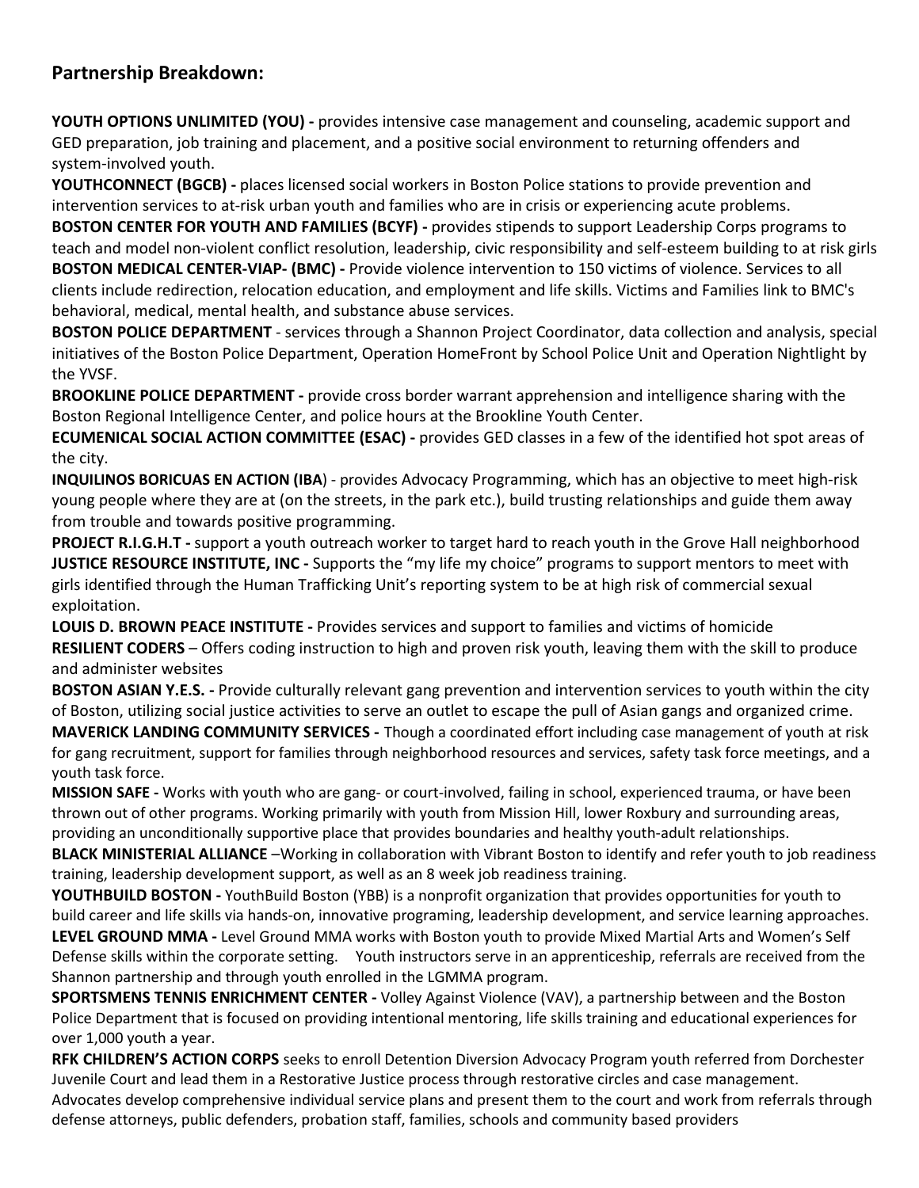## Partnership Breakdown:

**YOUTH OPTIONS UNLIMITED (YOU) -** provides intensive case management and counseling, academic support and GED preparation, job training and placement, and a positive social environment to returning offenders and system-involved youth.

**YOUTHCONNECT (BGCB) -** places licensed social workers in Boston Police stations to provide prevention and intervention services to at-risk urban youth and families who are in crisis or experiencing acute problems.

**BOSTON CENTER FOR YOUTH AND FAMILIES (BCYF) -** provides stipends to support Leadership Corps programs to teach and model non-violent conflict resolution, leadership, civic responsibility and self-esteem building to at risk girls

**BOSTON MEDICAL CENTER-VIAP- (BMC) -** Provide violence intervention to 150 victims of violence. Services to all clients include redirection, relocation education, and employment and life skills. Victims and Families link to BMC's behavioral, medical, mental health, and substance abuse services.

**BOSTON POLICE DEPARTMENT** - services through a Shannon Project Coordinator, data collection and analysis, special initiatives of the Boston Police Department, Operation HomeFront by School Police Unit and Operation Nightlight by the YVSF.

**BROOKLINE POLICE DEPARTMENT -** provide cross border warrant apprehension and intelligence sharing with the Boston Regional Intelligence Center, and police hours at the Brookline Youth Center.

**ECUMENICAL SOCIAL ACTION COMMITTEE (ESAC) -** provides GED classes in a few of the identified hot spot areas of the city.

**INQUILINOS BORICUAS EN ACTION (IBA**) - provides Advocacy Programming, which has an objective to meet high-risk young people where they are at (on the streets, in the park etc.), build trusting relationships and guide them away from trouble and towards positive programming.

**PROJECT R.I.G.H.T -** support a youth outreach worker to target hard to reach youth in the Grove Hall neighborhood

**JUSTICE RESOURCE INSTITUTE, INC -** Supports the "my life my choice" programs to support mentors to meet with girls identified through the Human Trafficking Unit's reporting system to be at high risk of commercial sexual exploitation.

**LOUIS D. BROWN PEACE INSTITUTE -** Provides services and support to families and victims of homicide

**RESILIENT CODERS** – Offers coding instruction to high and proven risk youth, leaving them with the skill to produce and administer websites

**BOSTON ASIAN Y.E.S. -** Provide culturally relevant gang prevention and intervention services to youth within the city of Boston, utilizing social justice activities to serve an outlet to escape the pull of Asian gangs and organized crime.

**MAVERICK LANDING COMMUNITY SERVICES -** Though a coordinated effort including case management of youth at risk for gang recruitment, support for families through neighborhood resources and services, safety task force meetings, and a youth task force.

**MISSION SAFE -** Works with youth who are gang- or court-involved, failing in school, experienced trauma, or have been thrown out of other programs. Working primarily with youth from Mission Hill, lower Roxbury and surrounding areas, providing an unconditionally supportive place that provides boundaries and healthy youth-adult relationships.

**BLACK MINISTERIAL ALLIANCE** –Working in collaboration with Vibrant Boston to identify and refer youth to job readiness training, leadership development support, as well as an 8 week job readiness training.

**YOUTHBUILD BOSTON -** YouthBuild Boston (YBB) is a nonprofit organization that provides opportunities for youth to build career and life skills via hands-on, innovative programing, leadership development, and service learning approaches.

**LEVEL GROUND MMA -** Level Ground MMA works with Boston youth to provide Mixed Martial Arts and Women's Self Defense skills within the corporate setting. Youth instructors serve in an apprenticeship, referrals are received from the Shannon partnership and through youth enrolled in the LGMMA program.

**SPORTSMENS TENNIS ENRICHMENT CENTER -** Volley Against Violence (VAV), a partnership between and the Boston Police Department that is focused on providing intentional mentoring, life skills training and educational experiences for over 1,000 youth a year.

**RFK CHILDREN'S ACTION CORPS** seeks to enroll Detention Diversion Advocacy Program youth referred from Dorchester Juvenile Court and lead them in a Restorative Justice process through restorative circles and case management. Advocates develop comprehensive individual service plans and present them to the court and work from referrals through defense attorneys, public defenders, probation staff, families, schools and community based providers